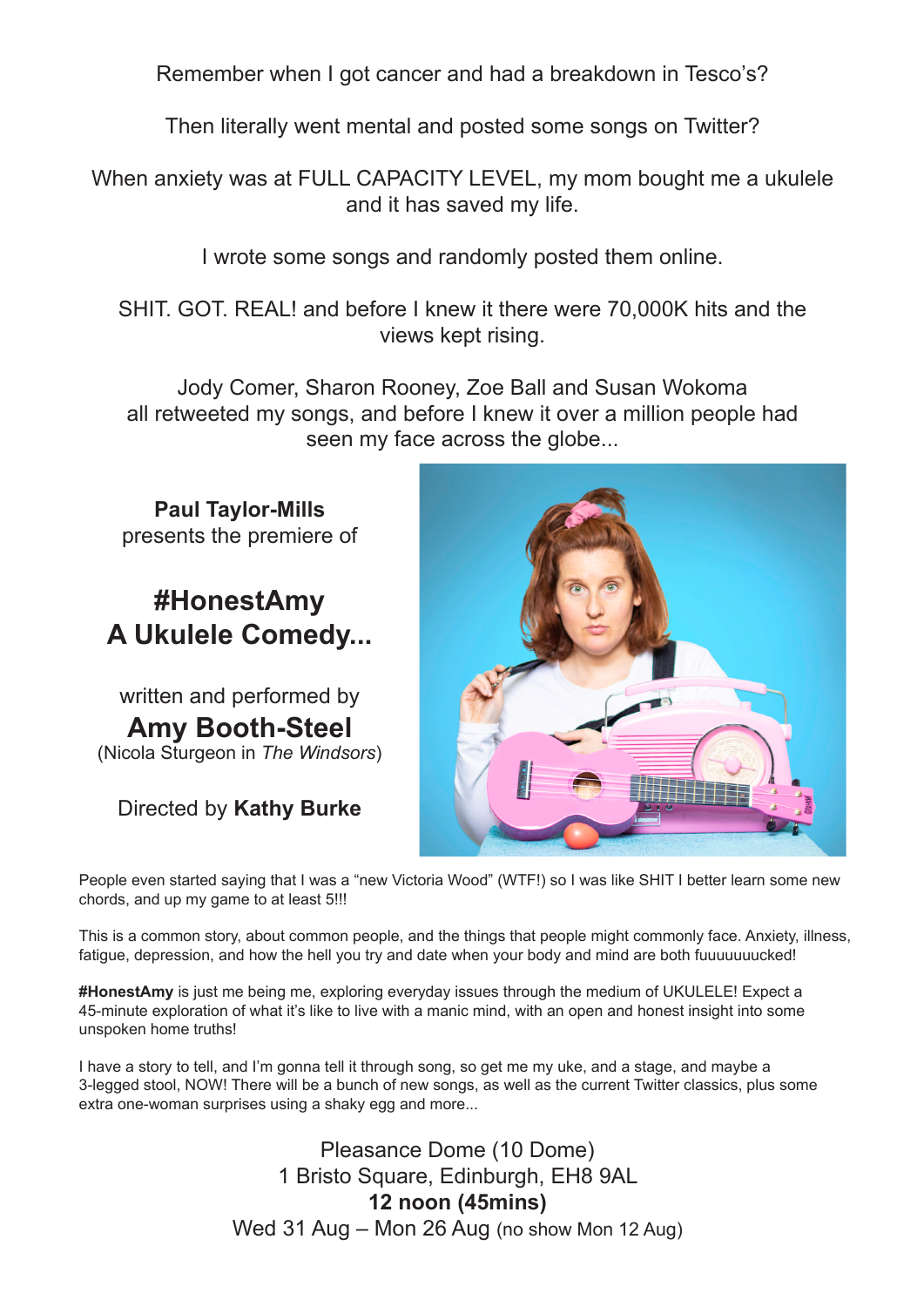Remember when I got cancer and had a breakdown in Tesco's?

Then literally went mental and posted some songs on Twitter?

When anxiety was at FULL CAPACITY LEVEL, my mom bought me a ukulele and it has saved my life.

I wrote some songs and randomly posted them online.

SHIT. GOT. REAL! and before I knew it there were 70,000K hits and the views kept rising.

Jody Comer, Sharon Rooney, Zoe Ball and Susan Wokoma all retweeted my songs, and before I knew it over a million people had seen my face across the globe...

**Paul Taylor-Mills**
presents the premiere of

## #HonestAmy
## A Ukulele Comedy...

written and performed by

## Amy Booth-Steel

(Nicola Sturgeon in *The Windsors*)

Directed by **Kathy Burke**

People even started saying that I was a "new Victoria Wood" (WTF!) so I was like SHIT I better learn some new chords, and up my game to at least 5!!!

This is a common story, about common people, and the things that people might commonly face. Anxiety, illness, fatigue, depression, and how the hell you try and date when your body and mind are both fuuuuuuucked!

**#HonestAmy** is just me being me, exploring everyday issues through the medium of UKULELE! Expect a 45-minute exploration of what it's like to live with a manic mind, with an open and honest insight into some unspoken home truths!

I have a story to tell, and I'm gonna tell it through song, so get me my uke, and a stage, and maybe a 3-legged stool, NOW! There will be a bunch of new songs, as well as the current Twitter classics, plus some extra one-woman surprises using a shaky egg and more...

Pleasance Dome (10 Dome)
1 Bristo Square, Edinburgh, EH8 9AL
**12 noon (45mins)**
Wed 31 Aug – Mon 26 Aug (no show Mon 12 Aug)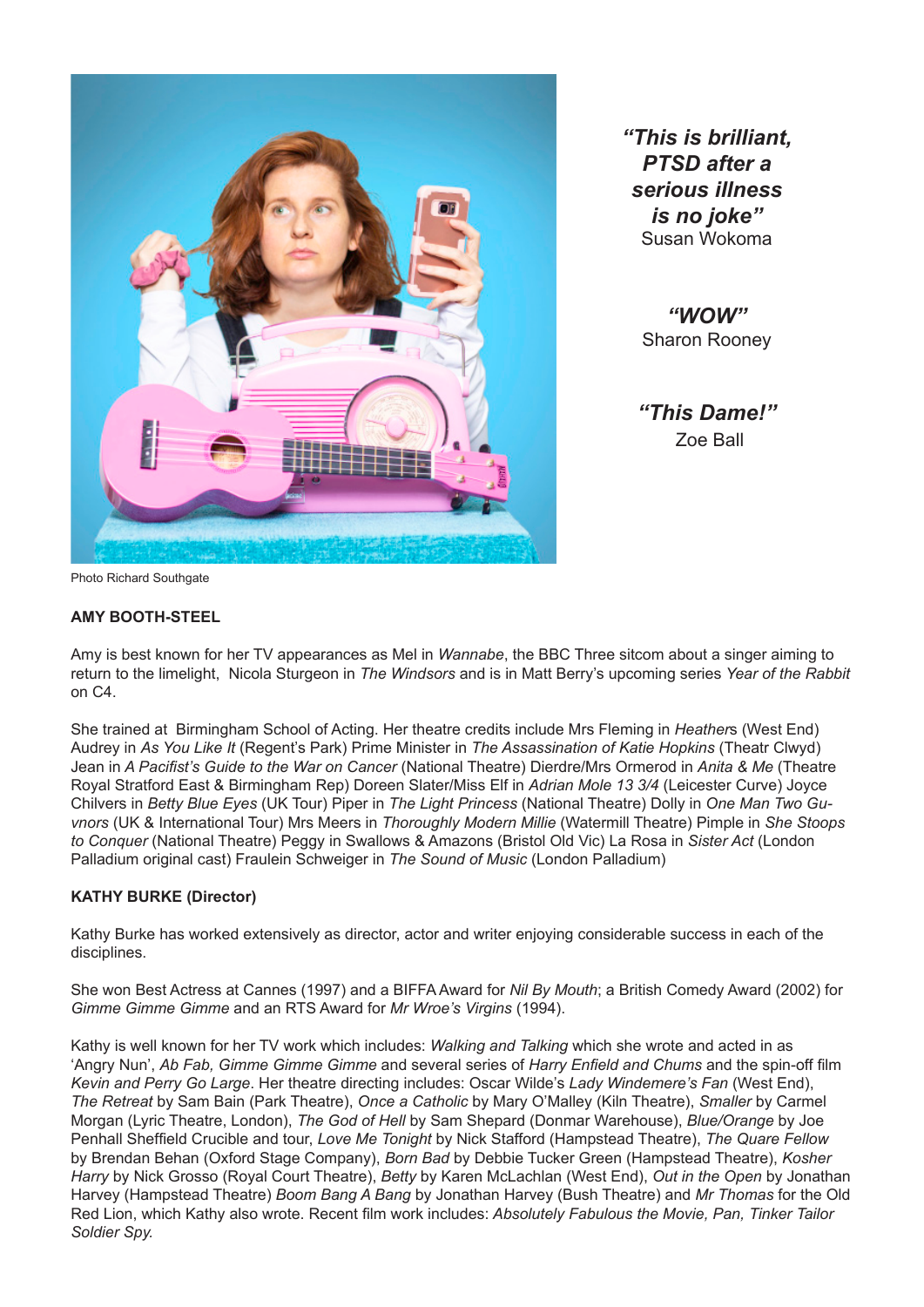*"This is brilliant, PTSD after a serious illness is no joke"*
Susan Wokoma

*"WOW"*
Sharon Rooney

*"This Dame!"*
Zoe Ball

Photo Richard Southgate

**AMY BOOTH-STEEL**

Amy is best known for her TV appearances as Mel in *Wannabe*, the BBC Three sitcom about a singer aiming to return to the limelight, Nicola Sturgeon in *The Windsors* and is in Matt Berry's upcoming series *Year of the Rabbit* on C4.

She trained at Birmingham School of Acting. Her theatre credits include Mrs Fleming in *Heather*s (West End) Audrey in *As You Like It* (Regent's Park) Prime Minister in *The Assassination of Katie Hopkins* (Theatr Clwyd) Jean in *A Pacifist's Guide to the War on Cancer* (National Theatre) Dierdre/Mrs Ormerod in *Anita & Me* (Theatre Royal Stratford East & Birmingham Rep) Doreen Slater/Miss Elf in *Adrian Mole 13 3/4* (Leicester Curve) Joyce Chilvers in *Betty Blue Eyes* (UK Tour) Piper in *The Light Princess* (National Theatre) Dolly in *One Man Two Guvnors* (UK & International Tour) Mrs Meers in *Thoroughly Modern Millie* (Watermill Theatre) Pimple in *She Stoops to Conquer* (National Theatre) Peggy in Swallows & Amazons (Bristol Old Vic) La Rosa in *Sister Act* (London Palladium original cast) Fraulein Schweiger in *The Sound of Music* (London Palladium)

**KATHY BURKE (Director)**

Kathy Burke has worked extensively as director, actor and writer enjoying considerable success in each of the disciplines.

She won Best Actress at Cannes (1997) and a BIFFA Award for *Nil By Mouth*; a British Comedy Award (2002) for *Gimme Gimme Gimme* and an RTS Award for *Mr Wroe's Virgins* (1994).

Kathy is well known for her TV work which includes: *Walking and Talking* which she wrote and acted in as 'Angry Nun', *Ab Fab, Gimme Gimme Gimme* and several series of *Harry Enfield and Chums* and the spin-off film *Kevin and Perry Go Large*. Her theatre directing includes: Oscar Wilde's *Lady Windemere's Fan* (West End), *The Retreat* by Sam Bain (Park Theatre), *Once a Catholic* by Mary O'Malley (Kiln Theatre), *Smaller* by Carmel Morgan (Lyric Theatre, London), *The God of Hell* by Sam Shepard (Donmar Warehouse), *Blue/Orange* by Joe Penhall Sheffield Crucible and tour, *Love Me Tonight* by Nick Stafford (Hampstead Theatre), *The Quare Fellow* by Brendan Behan (Oxford Stage Company), *Born Bad* by Debbie Tucker Green (Hampstead Theatre), *Kosher Harry* by Nick Grosso (Royal Court Theatre), *Betty* by Karen McLachlan (West End), *Out in the Open* by Jonathan Harvey (Hampstead Theatre) *Boom Bang A Bang* by Jonathan Harvey (Bush Theatre) and *Mr Thomas* for the Old Red Lion, which Kathy also wrote. Recent film work includes: *Absolutely Fabulous the Movie, Pan, Tinker Tailor Soldier Spy.*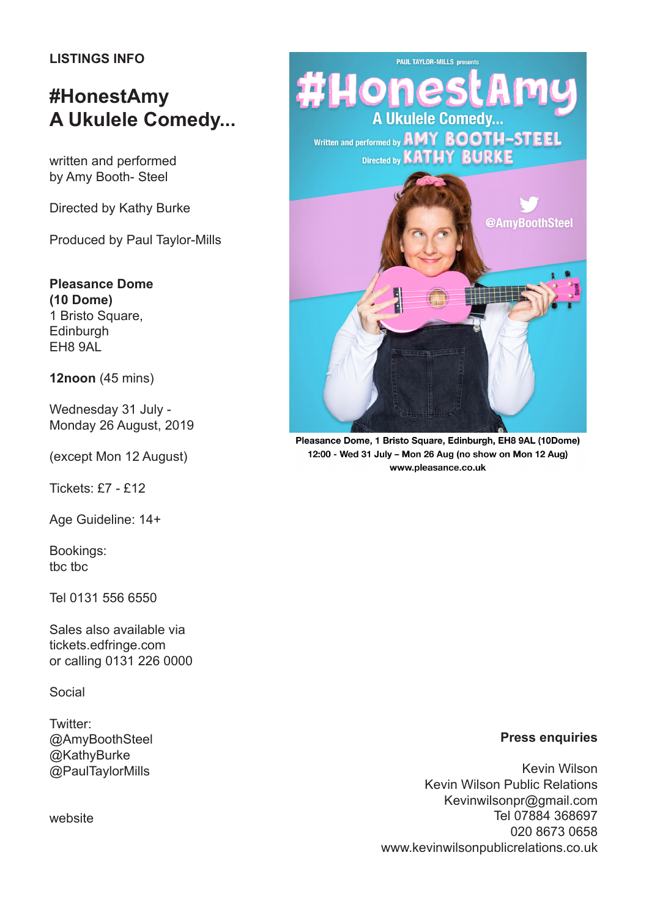**LISTINGS INFO**

# #HonestAmy
# A Ukulele Comedy...

written and performed
by Amy Booth- Steel

Directed by Kathy Burke

Produced by Paul Taylor-Mills

**Pleasance Dome**
**(10 Dome)**
1 Bristo Square,
Edinburgh
EH8 9AL

**12noon** (45 mins)

Wednesday 31 July -
Monday 26 August, 2019

(except Mon 12 August)

Tickets: £7 - £12

Age Guideline: 14+

Bookings:
tbc tbc

Tel 0131 556 6550

Sales also available via
tickets.edfringe.com
or calling 0131 226 0000

Social

Twitter:
@AmyBoothSteel
@KathyBurke
@PaulTaylorMills

website

PAUL TAYLOR-MILLS presents
#HonestAmy
A Ukulele Comedy...
Written and performed by AMY BOOTH-STEEL
Directed by KATHY BURKE
@AmyBoothSteel

**Pleasance Dome, 1 Bristo Square, Edinburgh, EH8 9AL (10Dome)**
**12:00 - Wed 31 July – Mon 26 Aug (no show on Mon 12 Aug)**
**www.pleasance.co.uk**

**Press enquiries**

Kevin Wilson
Kevin Wilson Public Relations
Kevinwilsonpr@gmail.com
Tel 07884 368697
020 8673 0658
www.kevinwilsonpublicrelations.co.uk